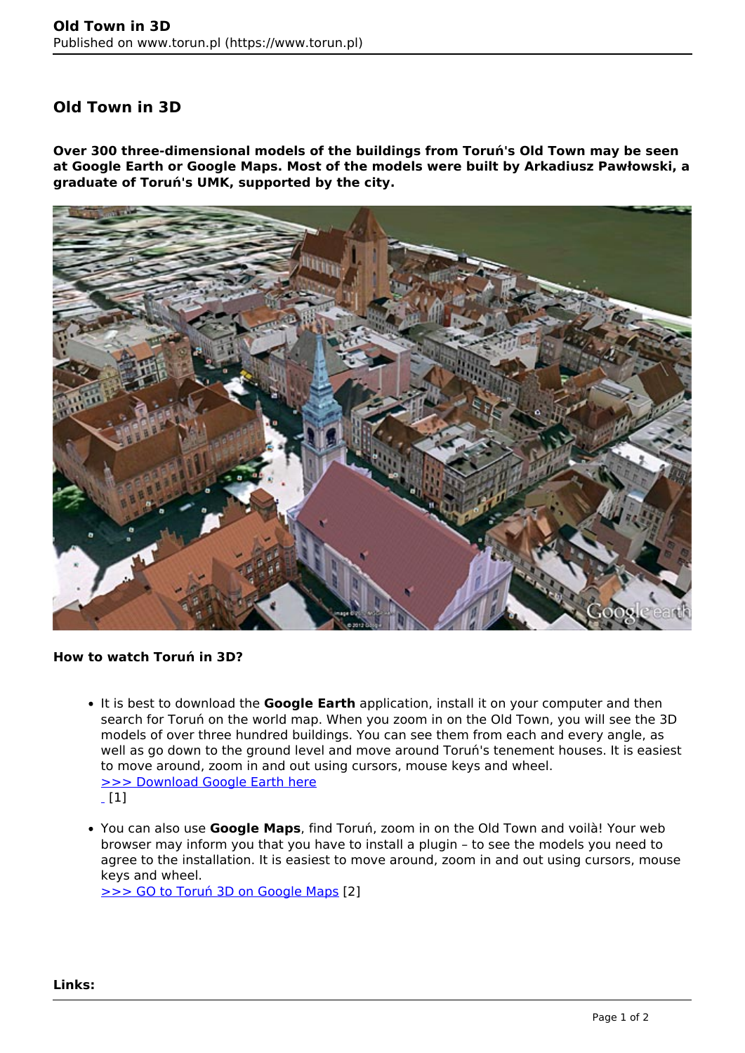# Old Town in 3D

**Over 300 three-dimensional models of the buildings from Toruń's Old Town may be seen at Google Earth or Google Maps. Most of the models were built by Arkadiusz Pawłowski, a graduate of Toruń's UMK, supported by the city.**

**How to watch Toruń in 3D?**

- It is best to download the **Google Earth** application, install it on your computer and then search for Toruń on the world map. When you zoom in on the Old Town, you will see the 3D models of over three hundred buildings. You can see them from each and every angle, as well as go down to the ground level and move around Toruń's tenement houses. It is easiest to move around, zoom in and out using cursors, mouse keys and wheel.
  >>> Download Google Earth here
  [1]

- You can also use **Google Maps**, find Toruń, zoom in on the Old Town and voilà! Your web browser may inform you that you have to install a plugin – to see the models you need to agree to the installation. It is easiest to move around, zoom in and out using cursors, mouse keys and wheel.
  >>> GO to Toruń 3D on Google Maps [2]

**Links:**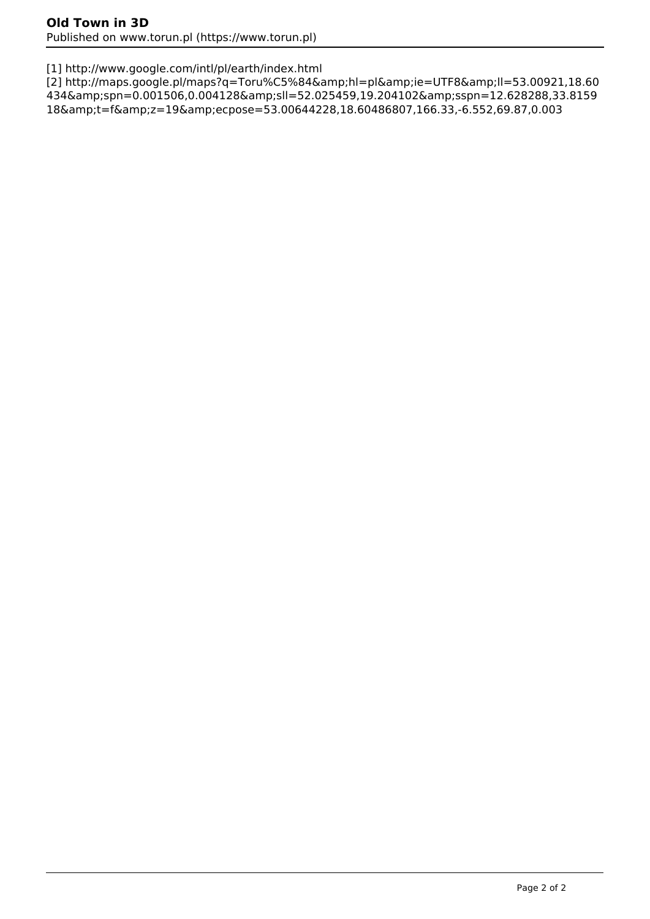[1] http://www.google.com/intl/pl/earth/index.html
[2] http://maps.google.pl/maps?q=Toru%C5%84&amp;hl=pl&amp;ie=UTF8&amp;ll=53.00921,18.60434&amp;spn=0.001506,0.004128&amp;sll=52.025459,19.204102&amp;sspn=12.628288,33.815918&amp;t=f&amp;z=19&amp;ecpose=53.00644228,18.60486807,166.33,-6.552,69.87,0.003